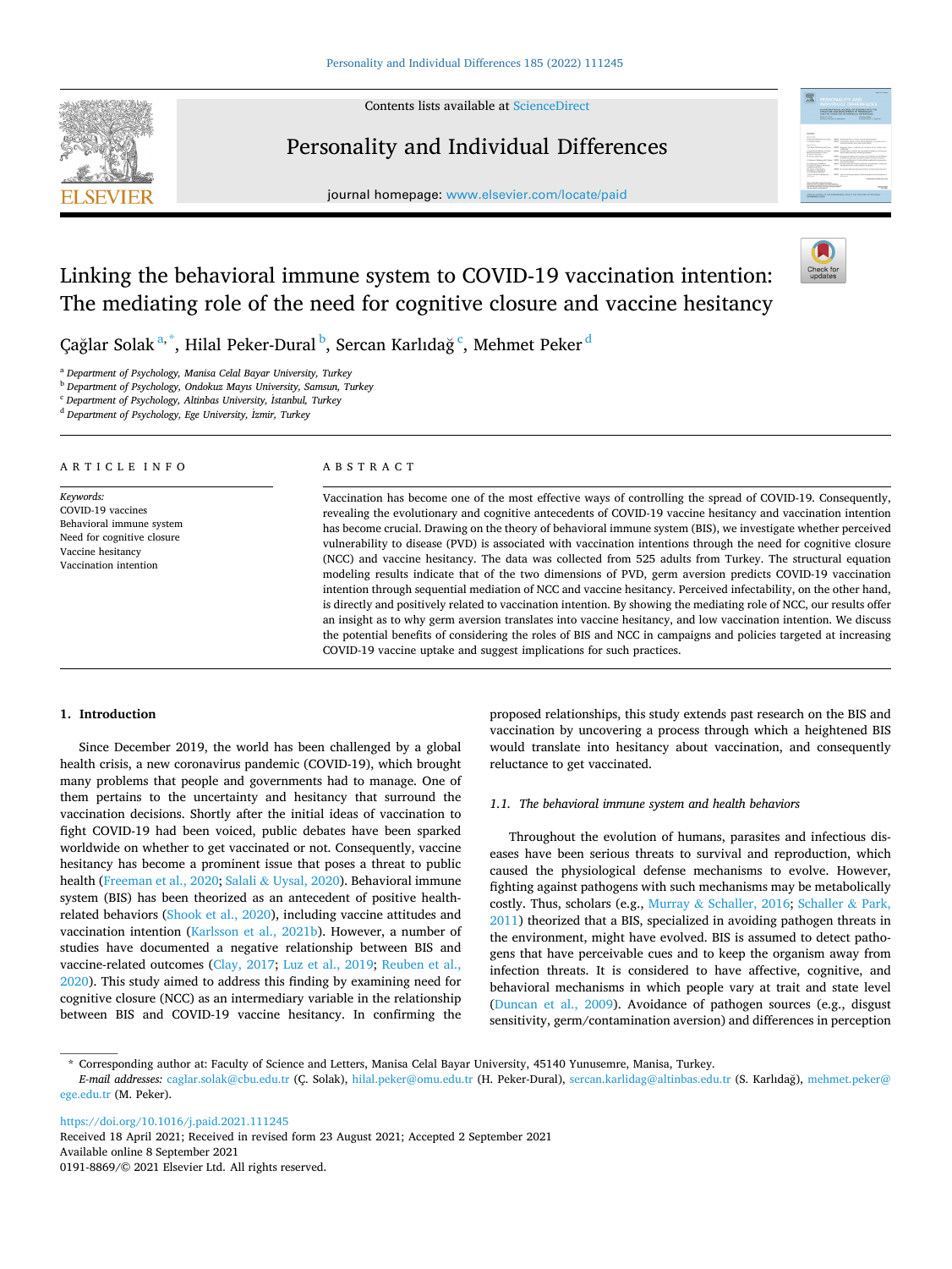# Linking the behavioral immune system to COVID-19 vaccination intention: The mediating role of the need for cognitive closure and vaccine hesitancy

Çağlar Solak [a,*], Hilal Peker-Dural [b], Sercan Karlıdağ [c], Mehmet Peker [d]

[a] Department of Psychology, Manisa Celal Bayar University, Turkey
[b] Department of Psychology, Ondokuz Mayıs University, Samsun, Turkey
[c] Department of Psychology, Altinbas University, İstanbul, Turkey
[d] Department of Psychology, Ege University, İzmir, Turkey

## ARTICLE INFO

*Keywords:*
COVID-19 vaccines
Behavioral immune system
Need for cognitive closure
Vaccine hesitancy
Vaccination intention

## ABSTRACT

Vaccination has become one of the most effective ways of controlling the spread of COVID-19. Consequently, revealing the evolutionary and cognitive antecedents of COVID-19 vaccine hesitancy and vaccination intention has become crucial. Drawing on the theory of behavioral immune system (BIS), we investigate whether perceived vulnerability to disease (PVD) is associated with vaccination intentions through the need for cognitive closure (NCC) and vaccine hesitancy. The data was collected from 525 adults from Turkey. The structural equation modeling results indicate that of the two dimensions of PVD, germ aversion predicts COVID-19 vaccination intention through sequential mediation of NCC and vaccine hesitancy. Perceived infectability, on the other hand, is directly and positively related to vaccination intention. By showing the mediating role of NCC, our results offer an insight as to why germ aversion translates into vaccine hesitancy, and low vaccination intention. We discuss the potential benefits of considering the roles of BIS and NCC in campaigns and policies targeted at increasing COVID-19 vaccine uptake and suggest implications for such practices.

## 1. Introduction

Since December 2019, the world has been challenged by a global health crisis, a new coronavirus pandemic (COVID-19), which brought many problems that people and governments had to manage. One of them pertains to the uncertainty and hesitancy that surround the vaccination decisions. Shortly after the initial ideas of vaccination to fight COVID-19 had been voiced, public debates have been sparked worldwide on whether to get vaccinated or not. Consequently, vaccine hesitancy has become a prominent issue that poses a threat to public health (Freeman et al., 2020; Salali & Uysal, 2020). Behavioral immune system (BIS) has been theorized as an antecedent of positive health-related behaviors (Shook et al., 2020), including vaccine attitudes and vaccination intention (Karlsson et al., 2021b). However, a number of studies have documented a negative relationship between BIS and vaccine-related outcomes (Clay, 2017; Luz et al., 2019; Reuben et al., 2020). This study aimed to address this finding by examining need for cognitive closure (NCC) as an intermediary variable in the relationship between BIS and COVID-19 vaccine hesitancy. In confirming the proposed relationships, this study extends past research on the BIS and vaccination by uncovering a process through which a heightened BIS would translate into hesitancy about vaccination, and consequently reluctance to get vaccinated.

### 1.1. The behavioral immune system and health behaviors

Throughout the evolution of humans, parasites and infectious diseases have been serious threats to survival and reproduction, which caused the physiological defense mechanisms to evolve. However, fighting against pathogens with such mechanisms may be metabolically costly. Thus, scholars (e.g., Murray & Schaller, 2016; Schaller & Park, 2011) theorized that a BIS, specialized in avoiding pathogen threats in the environment, might have evolved. BIS is assumed to detect pathogens that have perceivable cues and to keep the organism away from infection threats. It is considered to have affective, cognitive, and behavioral mechanisms in which people vary at trait and state level (Duncan et al., 2009). Avoidance of pathogen sources (e.g., disgust sensitivity, germ/contamination aversion) and differences in perception

\* Corresponding author at: Faculty of Science and Letters, Manisa Celal Bayar University, 45140 Yunusemre, Manisa, Turkey.
*E-mail addresses:* caglar.solak@cbu.edu.tr (Ç. Solak), hilal.peker@omu.edu.tr (H. Peker-Dural), sercan.karlidag@altinbas.edu.tr (S. Karlıdağ), mehmet.peker@ege.edu.tr (M. Peker).

https://doi.org/10.1016/j.paid.2021.111245
Received 18 April 2021; Received in revised form 23 August 2021; Accepted 2 September 2021
Available online 8 September 2021
0191-8869/© 2021 Elsevier Ltd. All rights reserved.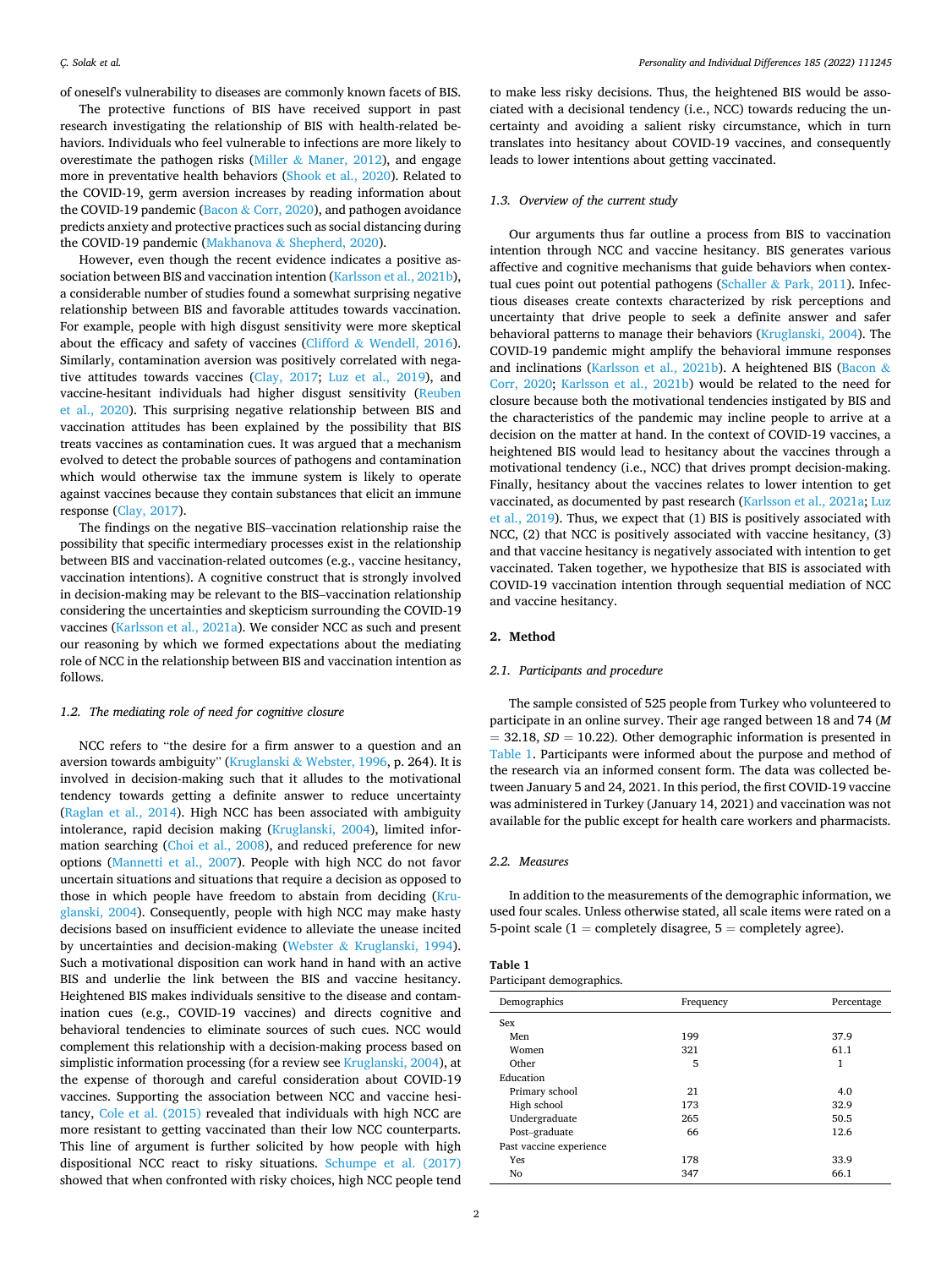of oneself's vulnerability to diseases are commonly known facets of BIS.

The protective functions of BIS have received support in past research investigating the relationship of BIS with health-related behaviors. Individuals who feel vulnerable to infections are more likely to overestimate the pathogen risks (Miller & Maner, 2012), and engage more in preventative health behaviors (Shook et al., 2020). Related to the COVID-19, germ aversion increases by reading information about the COVID-19 pandemic (Bacon & Corr, 2020), and pathogen avoidance predicts anxiety and protective practices such as social distancing during the COVID-19 pandemic (Makhanova & Shepherd, 2020).

However, even though the recent evidence indicates a positive association between BIS and vaccination intention (Karlsson et al., 2021b), a considerable number of studies found a somewhat surprising negative relationship between BIS and favorable attitudes towards vaccination. For example, people with high disgust sensitivity were more skeptical about the efficacy and safety of vaccines (Clifford & Wendell, 2016). Similarly, contamination aversion was positively correlated with negative attitudes towards vaccines (Clay, 2017; Luz et al., 2019), and vaccine-hesitant individuals had higher disgust sensitivity (Reuben et al., 2020). This surprising negative relationship between BIS and vaccination attitudes has been explained by the possibility that BIS treats vaccines as contamination cues. It was argued that a mechanism evolved to detect the probable sources of pathogens and contamination which would otherwise tax the immune system is likely to operate against vaccines because they contain substances that elicit an immune response (Clay, 2017).

The findings on the negative BIS–vaccination relationship raise the possibility that specific intermediary processes exist in the relationship between BIS and vaccination-related outcomes (e.g., vaccine hesitancy, vaccination intentions). A cognitive construct that is strongly involved in decision-making may be relevant to the BIS–vaccination relationship considering the uncertainties and skepticism surrounding the COVID-19 vaccines (Karlsson et al., 2021a). We consider NCC as such and present our reasoning by which we formed expectations about the mediating role of NCC in the relationship between BIS and vaccination intention as follows.

### 1.2. The mediating role of need for cognitive closure

NCC refers to "the desire for a firm answer to a question and an aversion towards ambiguity" (Kruglanski & Webster, 1996, p. 264). It is involved in decision-making such that it alludes to the motivational tendency towards getting a definite answer to reduce uncertainty (Raglan et al., 2014). High NCC has been associated with ambiguity intolerance, rapid decision making (Kruglanski, 2004), limited information searching (Choi et al., 2008), and reduced preference for new options (Mannetti et al., 2007). People with high NCC do not favor uncertain situations and situations that require a decision as opposed to those in which people have freedom to abstain from deciding (Kruglanski, 2004). Consequently, people with high NCC may make hasty decisions based on insufficient evidence to alleviate the unease incited by uncertainties and decision-making (Webster & Kruglanski, 1994). Such a motivational disposition can work hand in hand with an active BIS and underlie the link between the BIS and vaccine hesitancy. Heightened BIS makes individuals sensitive to the disease and contamination cues (e.g., COVID-19 vaccines) and directs cognitive and behavioral tendencies to eliminate sources of such cues. NCC would complement this relationship with a decision-making process based on simplistic information processing (for a review see Kruglanski, 2004), at the expense of thorough and careful consideration about COVID-19 vaccines. Supporting the association between NCC and vaccine hesitancy, Cole et al. (2015) revealed that individuals with high NCC are more resistant to getting vaccinated than their low NCC counterparts. This line of argument is further solicited by how people with high dispositional NCC react to risky situations. Schumpe et al. (2017) showed that when confronted with risky choices, high NCC people tend to make less risky decisions. Thus, the heightened BIS would be associated with a decisional tendency (i.e., NCC) towards reducing the uncertainty and avoiding a salient risky circumstance, which in turn translates into hesitancy about COVID-19 vaccines, and consequently leads to lower intentions about getting vaccinated.

### 1.3. Overview of the current study

Our arguments thus far outline a process from BIS to vaccination intention through NCC and vaccine hesitancy. BIS generates various affective and cognitive mechanisms that guide behaviors when contextual cues point out potential pathogens (Schaller & Park, 2011). Infectious diseases create contexts characterized by risk perceptions and uncertainty that drive people to seek a definite answer and safer behavioral patterns to manage their behaviors (Kruglanski, 2004). The COVID-19 pandemic might amplify the behavioral immune responses and inclinations (Karlsson et al., 2021b). A heightened BIS (Bacon & Corr, 2020; Karlsson et al., 2021b) would be related to the need for closure because both the motivational tendencies instigated by BIS and the characteristics of the pandemic may incline people to arrive at a decision on the matter at hand. In the context of COVID-19 vaccines, a heightened BIS would lead to hesitancy about the vaccines through a motivational tendency (i.e., NCC) that drives prompt decision-making. Finally, hesitancy about the vaccines relates to lower intention to get vaccinated, as documented by past research (Karlsson et al., 2021a; Luz et al., 2019). Thus, we expect that (1) BIS is positively associated with NCC, (2) that NCC is positively associated with vaccine hesitancy, (3) and that vaccine hesitancy is negatively associated with intention to get vaccinated. Taken together, we hypothesize that BIS is associated with COVID-19 vaccination intention through sequential mediation of NCC and vaccine hesitancy.

## 2. Method

### 2.1. Participants and procedure

The sample consisted of 525 people from Turkey who volunteered to participate in an online survey. Their age ranged between 18 and 74 ($M = 32.18$, $SD = 10.22$). Other demographic information is presented in Table 1. Participants were informed about the purpose and method of the research via an informed consent form. The data was collected between January 5 and 24, 2021. In this period, the first COVID-19 vaccine was administered in Turkey (January 14, 2021) and vaccination was not available for the public except for health care workers and pharmacists.

### 2.2. Measures

In addition to the measurements of the demographic information, we used four scales. Unless otherwise stated, all scale items were rated on a 5-point scale (1 = completely disagree, 5 = completely agree).

**Table 1**
Participant demographics.

| Demographics | Frequency | Percentage |
|---|---|---|
| Sex | | |
| Men | 199 | 37.9 |
| Women | 321 | 61.1 |
| Other | 5 | 1 |
| Education | | |
| Primary school | 21 | 4.0 |
| High school | 173 | 32.9 |
| Undergraduate | 265 | 50.5 |
| Post–graduate | 66 | 12.6 |
| Past vaccine experience | | |
| Yes | 178 | 33.9 |
| No | 347 | 66.1 |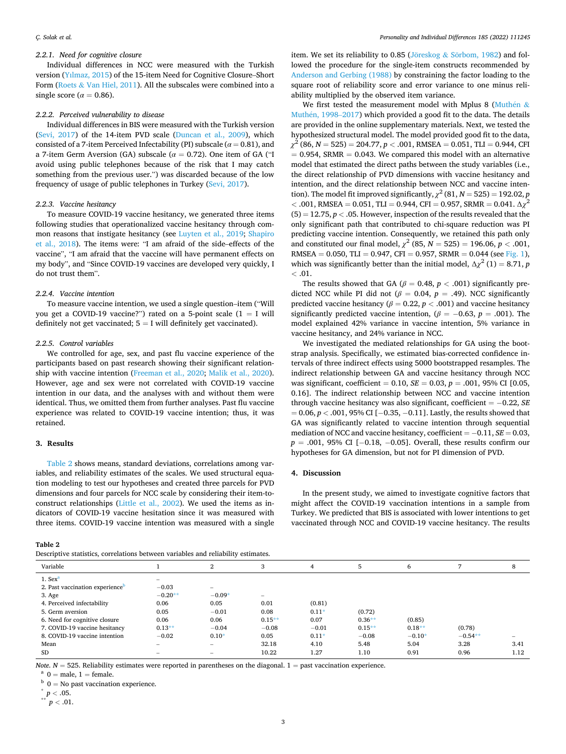### 2.2.1. Need for cognitive closure

Individual differences in NCC were measured with the Turkish version (Yılmaz, 2015) of the 15-item Need for Cognitive Closure–Short Form (Roets & Van Hiel, 2011). All the subscales were combined into a single score ($\alpha = 0.86$).

### 2.2.2. Perceived vulnerability to disease

Individual differences in BIS were measured with the Turkish version (Sevi, 2017) of the 14-item PVD scale (Duncan et al., 2009), which consisted of a 7-item Perceived Infectability (PI) subscale ($\alpha = 0.81$), and a 7-item Germ Aversion (GA) subscale ($\alpha = 0.72$). One item of GA ("I avoid using public telephones because of the risk that I may catch something from the previous user.") was discarded because of the low frequency of usage of public telephones in Turkey (Sevi, 2017).

### 2.2.3. Vaccine hesitancy

To measure COVID-19 vaccine hesitancy, we generated three items following studies that operationalized vaccine hesitancy through common reasons that instigate hesitancy (see Luyten et al., 2019; Shapiro et al., 2018). The items were: "I am afraid of the side–effects of the vaccine", "I am afraid that the vaccine will have permanent effects on my body", and "Since COVID-19 vaccines are developed very quickly, I do not trust them".

### 2.2.4. Vaccine intention

To measure vaccine intention, we used a single question–item ("Will you get a COVID-19 vaccine?") rated on a 5-point scale (1 = I will definitely not get vaccinated; 5 = I will definitely get vaccinated).

### 2.2.5. Control variables

We controlled for age, sex, and past flu vaccine experience of the participants based on past research showing their significant relationship with vaccine intention (Freeman et al., 2020; Malik et al., 2020). However, age and sex were not correlated with COVID-19 vaccine intention in our data, and the analyses with and without them were identical. Thus, we omitted them from further analyses. Past flu vaccine experience was related to COVID-19 vaccine intention; thus, it was retained.

## 3. Results

Table 2 shows means, standard deviations, correlations among variables, and reliability estimates of the scales. We used structural equation modeling to test our hypotheses and created three parcels for PVD dimensions and four parcels for NCC scale by considering their item-to-construct relationships (Little et al., 2002). We used the items as indicators of COVID-19 vaccine hesitation since it was measured with three items. COVID-19 vaccine intention was measured with a single item. We set its reliability to 0.85 (Jöreskog & Sörbom, 1982) and followed the procedure for the single-item constructs recommended by Anderson and Gerbing (1988) by constraining the factor loading to the square root of reliability score and error variance to one minus reliability multiplied by the observed item variance.

We first tested the measurement model with Mplus 8 (Muthén & Muthén, 1998–2017) which provided a good fit to the data. The details are provided in the online supplementary materials. Next, we tested the hypothesized structural model. The model provided good fit to the data, $\chi^2$ (86, $N = 525$) = 204.77, $p < .001$, RMSEA = 0.051, TLI = 0.944, CFI = 0.954, SRMR = 0.043. We compared this model with an alternative model that estimated the direct paths between the study variables (i.e., the direct relationship of PVD dimensions with vaccine hesitancy and intention, and the direct relationship between NCC and vaccine intention). The model fit improved significantly, $\chi^2$ (81, $N = 525$) = 192.02, $p < .001$, RMSEA = 0.051, TLI = 0.944, CFI = 0.957, SRMR = 0.041. $\Delta\chi^2$ (5) = 12.75, $p < .05$. However, inspection of the results revealed that the only significant path that contributed to chi-square reduction was PI predicting vaccine intention. Consequently, we retained this path only and constituted our final model, $\chi^2$ (85, $N = 525$) = 196.06, $p < .001$, RMSEA = 0.050, TLI = 0.947, CFI = 0.957, SRMR = 0.044 (see Fig. 1), which was significantly better than the initial model, $\Delta\chi^2$ (1) = 8.71, $p < .01$.

The results showed that GA ($\beta = 0.48$, $p < .001$) significantly predicted NCC while PI did not ($\beta = 0.04$, $p = .49$). NCC significantly predicted vaccine hesitancy ($\beta = 0.22$, $p < .001$) and vaccine hesitancy significantly predicted vaccine intention, ($\beta = -0.63$, $p = .001$). The model explained 42% variance in vaccine intention, 5% variance in vaccine hesitancy, and 24% variance in NCC.

We investigated the mediated relationships for GA using the bootstrap analysis. Specifically, we estimated bias-corrected confidence intervals of three indirect effects using 5000 bootstrapped resamples. The indirect relationship between GA and vaccine hesitancy through NCC was significant, coefficient = 0.10, $SE = 0.03$, $p = .001$, 95% CI [0.05, 0.16]. The indirect relationship between NCC and vaccine intention through vaccine hesitancy was also significant, coefficient = −0.22, $SE = 0.06$, $p < .001$, 95% CI [−0.35, −0.11]. Lastly, the results showed that GA was significantly related to vaccine intention through sequential mediation of NCC and vaccine hesitancy, coefficient = −0.11, $SE = 0.03$, $p = .001$, 95% CI [−0.18, −0.05]. Overall, these results confirm our hypotheses for GA dimension, but not for PI dimension of PVD.

## 4. Discussion

In the present study, we aimed to investigate cognitive factors that might affect the COVID-19 vaccination intentions in a sample from Turkey. We predicted that BIS is associated with lower intentions to get vaccinated through NCC and COVID-19 vaccine hesitancy. The results

**Table 2**
Descriptive statistics, correlations between variables and reliability estimates.

| Variable | 1 | 2 | 3 | 4 | 5 | 6 | 7 | 8 |
|---|---|---|---|---|---|---|---|---|
| 1. Sex[a] | – | | | | | | | |
| 2. Past vaccination experience[b] | −0.03 | – | | | | | | |
| 3. Age | −0.20** | −0.09* | – | | | | | |
| 4. Perceived infectability | 0.06 | 0.05 | 0.01 | (0.81) | | | | |
| 5. Germ aversion | 0.05 | −0.01 | 0.08 | 0.11* | (0.72) | | | |
| 6. Need for cognitive closure | 0.06 | 0.06 | 0.15** | 0.07 | 0.36** | (0.85) | | |
| 7. COVID-19 vaccine hesitancy | 0.13** | −0.04 | −0.08 | −0.01 | 0.15** | 0.18** | (0.78) | |
| 8. COVID-19 vaccine intention | −0.02 | 0.10* | 0.05 | 0.11* | −0.08 | −0.10* | −0.54** | – |
| Mean | – | – | 32.18 | 4.10 | 5.48 | 5.04 | 3.28 | 3.41 |
| SD | – | – | 10.22 | 1.27 | 1.10 | 0.91 | 0.96 | 1.12 |

*Note.* $N = 525$. Reliability estimates were reported in parentheses on the diagonal. 1 = past vaccination experience.
[a] 0 = male, 1 = female.
[b] 0 = No past vaccination experience.
* $p < .05$.
** $p < .01$.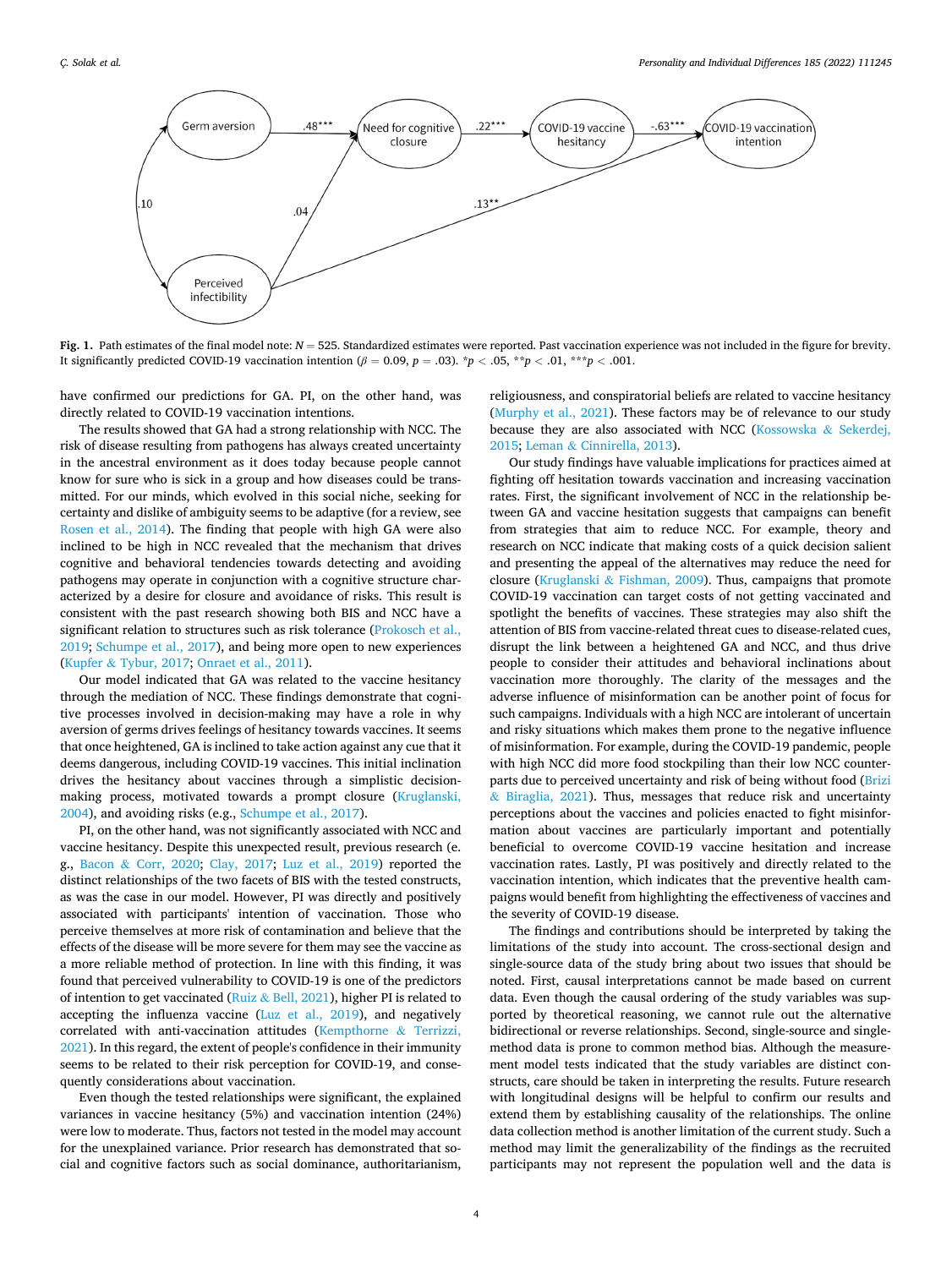**Fig. 1.** Path estimates of the final model note: $N = 525$. Standardized estimates were reported. Past vaccination experience was not included in the figure for brevity. It significantly predicted COVID-19 vaccination intention ($\beta = 0.09$, $p = .03$). \*$p < .05$, \*\*$p < .01$, \*\*\*$p < .001$.

have confirmed our predictions for GA. PI, on the other hand, was directly related to COVID-19 vaccination intentions.

The results showed that GA had a strong relationship with NCC. The risk of disease resulting from pathogens has always created uncertainty in the ancestral environment as it does today because people cannot know for sure who is sick in a group and how diseases could be transmitted. For our minds, which evolved in this social niche, seeking for certainty and dislike of ambiguity seems to be adaptive (for a review, see Rosen et al., 2014). The finding that people with high GA were also inclined to be high in NCC revealed that the mechanism that drives cognitive and behavioral tendencies towards detecting and avoiding pathogens may operate in conjunction with a cognitive structure characterized by a desire for closure and avoidance of risks. This result is consistent with the past research showing both BIS and NCC have a significant relation to structures such as risk tolerance (Prokosch et al., 2019; Schumpe et al., 2017), and being more open to new experiences (Kupfer & Tybur, 2017; Onraet et al., 2011).

Our model indicated that GA was related to the vaccine hesitancy through the mediation of NCC. These findings demonstrate that cognitive processes involved in decision-making may have a role in why aversion of germs drives feelings of hesitancy towards vaccines. It seems that once heightened, GA is inclined to take action against any cue that it deems dangerous, including COVID-19 vaccines. This initial inclination drives the hesitancy about vaccines through a simplistic decision-making process, motivated towards a prompt closure (Kruglanski, 2004), and avoiding risks (e.g., Schumpe et al., 2017).

PI, on the other hand, was not significantly associated with NCC and vaccine hesitancy. Despite this unexpected result, previous research (e.g., Bacon & Corr, 2020; Clay, 2017; Luz et al., 2019) reported the distinct relationships of the two facets of BIS with the tested constructs, as was the case in our model. However, PI was directly and positively associated with participants' intention of vaccination. Those who perceive themselves at more risk of contamination and believe that the effects of the disease will be more severe for them may see the vaccine as a more reliable method of protection. In line with this finding, it was found that perceived vulnerability to COVID-19 is one of the predictors of intention to get vaccinated (Ruiz & Bell, 2021), higher PI is related to accepting the influenza vaccine (Luz et al., 2019), and negatively correlated with anti-vaccination attitudes (Kempthorne & Terrizzi, 2021). In this regard, the extent of people's confidence in their immunity seems to be related to their risk perception for COVID-19, and consequently considerations about vaccination.

Even though the tested relationships were significant, the explained variances in vaccine hesitancy (5%) and vaccination intention (24%) were low to moderate. Thus, factors not tested in the model may account for the unexplained variance. Prior research has demonstrated that social and cognitive factors such as social dominance, authoritarianism, religiousness, and conspiratorial beliefs are related to vaccine hesitancy (Murphy et al., 2021). These factors may be of relevance to our study because they are also associated with NCC (Kossowska & Sekerdej, 2015; Leman & Cinnirella, 2013).

Our study findings have valuable implications for practices aimed at fighting off hesitation towards vaccination and increasing vaccination rates. First, the significant involvement of NCC in the relationship between GA and vaccine hesitation suggests that campaigns can benefit from strategies that aim to reduce NCC. For example, theory and research on NCC indicate that making costs of a quick decision salient and presenting the appeal of the alternatives may reduce the need for closure (Kruglanski & Fishman, 2009). Thus, campaigns that promote COVID-19 vaccination can target costs of not getting vaccinated and spotlight the benefits of vaccines. These strategies may also shift the attention of BIS from vaccine-related threat cues to disease-related cues, disrupt the link between a heightened GA and NCC, and thus drive people to consider their attitudes and behavioral inclinations about vaccination more thoroughly. The clarity of the messages and the adverse influence of misinformation can be another point of focus for such campaigns. Individuals with a high NCC are intolerant of uncertain and risky situations which makes them prone to the negative influence of misinformation. For example, during the COVID-19 pandemic, people with high NCC did more food stockpiling than their low NCC counterparts due to perceived uncertainty and risk of being without food (Brizi & Biraglia, 2021). Thus, messages that reduce risk and uncertainty perceptions about the vaccines and policies enacted to fight misinformation about vaccines are particularly important and potentially beneficial to overcome COVID-19 vaccine hesitation and increase vaccination rates. Lastly, PI was positively and directly related to the vaccination intention, which indicates that the preventive health campaigns would benefit from highlighting the effectiveness of vaccines and the severity of COVID-19 disease.

The findings and contributions should be interpreted by taking the limitations of the study into account. The cross-sectional design and single-source data of the study bring about two issues that should be noted. First, causal interpretations cannot be made based on current data. Even though the causal ordering of the study variables was supported by theoretical reasoning, we cannot rule out the alternative bidirectional or reverse relationships. Second, single-source and single-method data is prone to common method bias. Although the measurement model tests indicated that the study variables are distinct constructs, care should be taken in interpreting the results. Future research with longitudinal designs will be helpful to confirm our results and extend them by establishing causality of the relationships. The online data collection method is another limitation of the current study. Such a method may limit the generalizability of the findings as the recruited participants may not represent the population well and the data is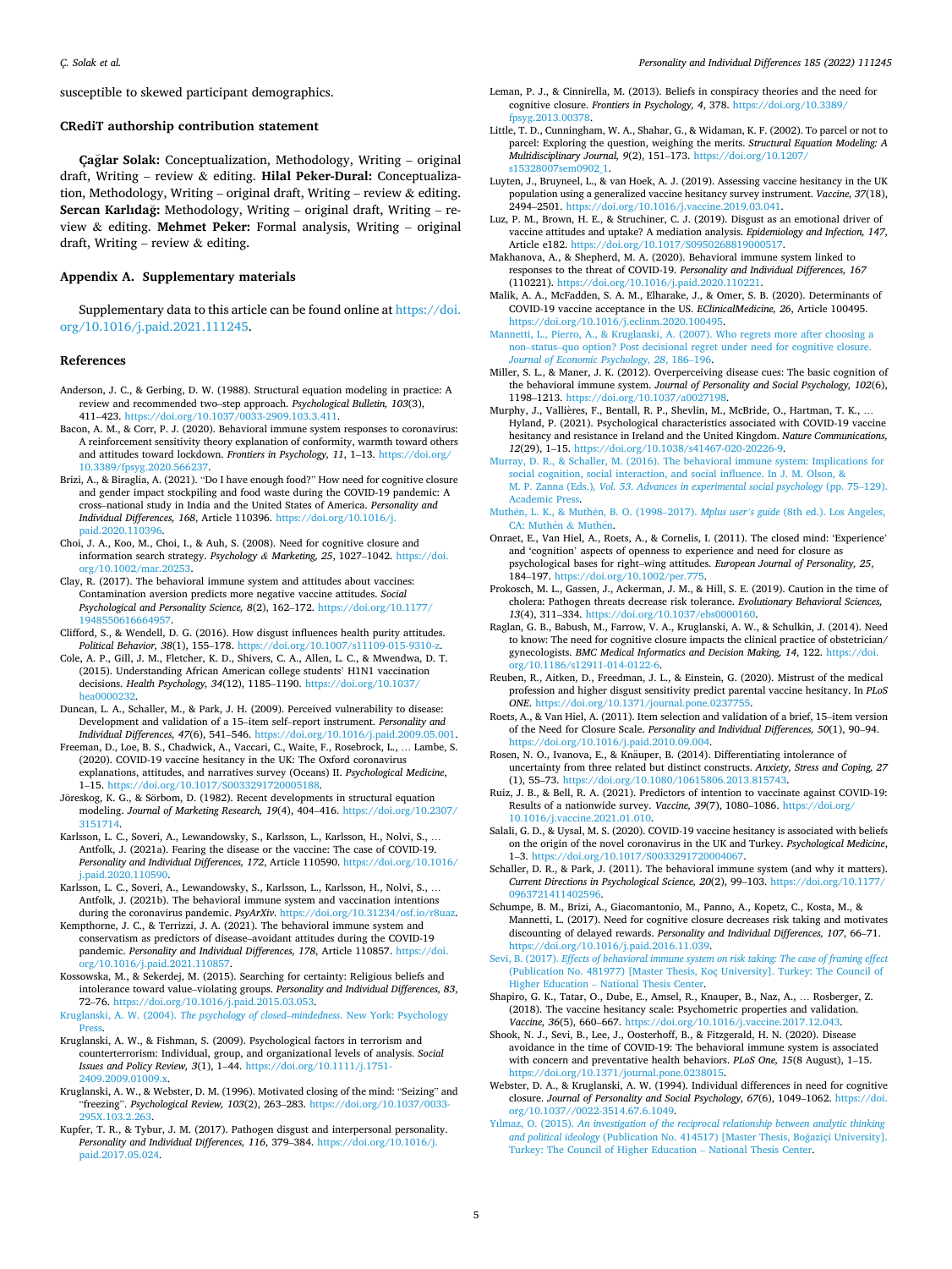susceptible to skewed participant demographics.

## CRediT authorship contribution statement

**Çağlar Solak:** Conceptualization, Methodology, Writing – original draft, Writing – review & editing. **Hilal Peker-Dural:** Conceptualization, Methodology, Writing – original draft, Writing – review & editing. **Sercan Karlıdağ:** Methodology, Writing – original draft, Writing – review & editing. **Mehmet Peker:** Formal analysis, Writing – original draft, Writing – review & editing.

## Appendix A. Supplementary materials

Supplementary data to this article can be found online at https://doi.org/10.1016/j.paid.2021.111245.

## References

Anderson, J. C., & Gerbing, D. W. (1988). Structural equation modeling in practice: A review and recommended two–step approach. *Psychological Bulletin, 103*(3), 411–423. https://doi.org/10.1037/0033-2909.103.3.411.

Bacon, A. M., & Corr, P. J. (2020). Behavioral immune system responses to coronavirus: A reinforcement sensitivity theory explanation of conformity, warmth toward others and attitudes toward lockdown. *Frontiers in Psychology, 11*, 1–13. https://doi.org/10.3389/fpsyg.2020.566237.

Brizi, A., & Biraglia, A. (2021). "Do I have enough food?" How need for cognitive closure and gender impact stockpiling and food waste during the COVID-19 pandemic: A cross–national study in India and the United States of America. *Personality and Individual Differences, 168*, Article 110396. https://doi.org/10.1016/j.paid.2020.110396.

Choi, J. A., Koo, M., Choi, I., & Auh, S. (2008). Need for cognitive closure and information search strategy. *Psychology & Marketing, 25*, 1027–1042. https://doi.org/10.1002/mar.20253.

Clay, R. (2017). The behavioral immune system and attitudes about vaccines: Contamination aversion predicts more negative vaccine attitudes. *Social Psychological and Personality Science, 8*(2), 162–172. https://doi.org/10.1177/1948550616664957.

Clifford, S., & Wendell, D. G. (2016). How disgust influences health purity attitudes. *Political Behavior, 38*(1), 155–178. https://doi.org/10.1007/s11109-015-9310-z.

Cole, A. P., Gill, J. M., Fletcher, K. D., Shivers, C. A., Allen, L. C., & Mwendwa, D. T. (2015). Understanding African American college students' H1N1 vaccination decisions. *Health Psychology, 34*(12), 1185–1190. https://doi.org/10.1037/hea0000232.

Duncan, L. A., Schaller, M., & Park, J. H. (2009). Perceived vulnerability to disease: Development and validation of a 15–item self–report instrument. *Personality and Individual Differences, 47*(6), 541–546. https://doi.org/10.1016/j.paid.2009.05.001.

Freeman, D., Loe, B. S., Chadwick, A., Vaccari, C., Waite, F., Rosebrock, L., … Lambe, S. (2020). COVID-19 vaccine hesitancy in the UK: The Oxford coronavirus explanations, attitudes, and narratives survey (Oceans) II. *Psychological Medicine*, 1–15. https://doi.org/10.1017/S0033291720005188.

Jöreskog, K. G., & Sörbom, D. (1982). Recent developments in structural equation modeling. *Journal of Marketing Research, 19*(4), 404–416. https://doi.org/10.2307/3151714.

Karlsson, L. C., Soveri, A., Lewandowsky, S., Karlsson, L., Karlsson, H., Nolvi, S., … Antfolk, J. (2021a). Fearing the disease or the vaccine: The case of COVID-19. *Personality and Individual Differences, 172*, Article 110590. https://doi.org/10.1016/j.paid.2020.110590.

Karlsson, L. C., Soveri, A., Lewandowsky, S., Karlsson, L., Karlsson, H., Nolvi, S., … Antfolk, J. (2021b). The behavioral immune system and vaccination intentions during the coronavirus pandemic. *PsyArXiv*. https://doi.org/10.31234/osf.io/r8uaz.

Kempthorne, J. C., & Terrizzi, J. A. (2021). The behavioral immune system and conservatism as predictors of disease–avoidant attitudes during the COVID-19 pandemic. *Personality and Individual Differences, 178*, Article 110857. https://doi.org/10.1016/j.paid.2021.110857.

Kossowska, M., & Sekerdej, M. (2015). Searching for certainty: Religious beliefs and intolerance toward value–violating groups. *Personality and Individual Differences, 83*, 72–76. https://doi.org/10.1016/j.paid.2015.03.053.

Kruglanski, A. W. (2004). *The psychology of closed–mindedness*. New York: Psychology Press.

Kruglanski, A. W., & Fishman, S. (2009). Psychological factors in terrorism and counterterrorism: Individual, group, and organizational levels of analysis. *Social Issues and Policy Review, 3*(1), 1–44. https://doi.org/10.1111/j.1751-2409.2009.01009.x.

Kruglanski, A. W., & Webster, D. M. (1996). Motivated closing of the mind: "Seizing" and "freezing". *Psychological Review, 103*(2), 263–283. https://doi.org/10.1037/0033-295X.103.2.263.

Kupfer, T. R., & Tybur, J. M. (2017). Pathogen disgust and interpersonal personality. *Personality and Individual Differences, 116*, 379–384. https://doi.org/10.1016/j.paid.2017.05.024.

Leman, P. J., & Cinnirella, M. (2013). Beliefs in conspiracy theories and the need for cognitive closure. *Frontiers in Psychology, 4*, 378. https://doi.org/10.3389/fpsyg.2013.00378.

Little, T. D., Cunningham, W. A., Shahar, G., & Widaman, K. F. (2002). To parcel or not to parcel: Exploring the question, weighing the merits. *Structural Equation Modeling: A Multidisciplinary Journal, 9*(2), 151–173. https://doi.org/10.1207/s15328007sem0902_1.

Luyten, J., Bruyneel, L., & van Hoek, A. J. (2019). Assessing vaccine hesitancy in the UK population using a generalized vaccine hesitancy survey instrument. *Vaccine, 37*(18), 2494–2501. https://doi.org/10.1016/j.vaccine.2019.03.041.

Luz, P. M., Brown, H. E., & Struchiner, C. J. (2019). Disgust as an emotional driver of vaccine attitudes and uptake? A mediation analysis. *Epidemiology and Infection, 147*, Article e182. https://doi.org/10.1017/S0950268819000517.

Makhanova, A., & Shepherd, M. A. (2020). Behavioral immune system linked to responses to the threat of COVID-19. *Personality and Individual Differences, 167* (110221). https://doi.org/10.1016/j.paid.2020.110221.

Malik, A. A., McFadden, S. A. M., Elharake, J., & Omer, S. B. (2020). Determinants of COVID-19 vaccine acceptance in the US. *EClinicalMedicine, 26*, Article 100495. https://doi.org/10.1016/j.eclinm.2020.100495.

Mannetti, L., Pierro, A., & Kruglanski, A. (2007). Who regrets more after choosing a non–status–quo option? Post decisional regret under need for cognitive closure. *Journal of Economic Psychology, 28*, 186–196.

Miller, S. L., & Maner, J. K. (2012). Overperceiving disease cues: The basic cognition of the behavioral immune system. *Journal of Personality and Social Psychology, 102*(6), 1198–1213. https://doi.org/10.1037/a0027198.

Murphy, J., Vallières, F., Bentall, R. P., Shevlin, M., McBride, O., Hartman, T. K., … Hyland, P. (2021). Psychological characteristics associated with COVID-19 vaccine hesitancy and resistance in Ireland and the United Kingdom. *Nature Communications, 12*(29), 1–15. https://doi.org/10.1038/s41467-020-20226-9.

Murray, D. R., & Schaller, M. (2016). The behavioral immune system: Implications for social cognition, social interaction, and social influence. In J. M. Olson, & M. P. Zanna (Eds.), *Vol. 53. Advances in experimental social psychology* (pp. 75–129). Academic Press.

Muthén, L. K., & Muthén, B. O. (1998–2017). *Mplus user's guide* (8th ed.). Los Angeles, CA: Muthén & Muthén.

Onraet, E., Van Hiel, A., Roets, A., & Cornelis, I. (2011). The closed mind: 'Experience' and 'cognition' aspects of openness to experience and need for closure as psychological bases for right–wing attitudes. *European Journal of Personality, 25*, 184–197. https://doi.org/10.1002/per.775.

Prokosch, M. L., Gassen, J., Ackerman, J. M., & Hill, S. E. (2019). Caution in the time of cholera: Pathogen threats decrease risk tolerance. *Evolutionary Behavioral Sciences, 13*(4), 311–334. https://doi.org/10.1037/ebs0000160.

Raglan, G. B., Babush, M., Farrow, V. A., Kruglanski, A. W., & Schulkin, J. (2014). Need to know: The need for cognitive closure impacts the clinical practice of obstetrician/gynecologists. *BMC Medical Informatics and Decision Making, 14*, 122. https://doi.org/10.1186/s12911-014-0122-6.

Reuben, R., Aitken, D., Freedman, J. L., & Einstein, G. (2020). Mistrust of the medical profession and higher disgust sensitivity predict parental vaccine hesitancy. In *PLoS ONE*. https://doi.org/10.1371/journal.pone.0237755.

Roets, A., & Van Hiel, A. (2011). Item selection and validation of a brief, 15–item version of the Need for Closure Scale. *Personality and Individual Differences, 50*(1), 90–94. https://doi.org/10.1016/j.paid.2010.09.004.

Rosen, N. O., Ivanova, E., & Knäuper, B. (2014). Differentiating intolerance of uncertainty from three related but distinct constructs. *Anxiety, Stress and Coping, 27* (1), 55–73. https://doi.org/10.1080/10615806.2013.815743.

Ruiz, J. B., & Bell, R. A. (2021). Predictors of intention to vaccinate against COVID-19: Results of a nationwide survey. *Vaccine, 39*(7), 1080–1086. https://doi.org/10.1016/j.vaccine.2021.01.010.

Salali, G. D., & Uysal, M. S. (2020). COVID-19 vaccine hesitancy is associated with beliefs on the origin of the novel coronavirus in the UK and Turkey. *Psychological Medicine*, 1–3. https://doi.org/10.1017/S0033291720004067.

Schaller, M., & Park, J. H. (2011). The behavioral immune system (and why it matters). *Current Directions in Psychological Science, 20*(2), 99–103. https://doi.org/10.1177/0963721411402596.

Schumpe, B. M., Brizi, A., Giacomantonio, M., Panno, A., Kopetz, C., Kosta, M., & Mannetti, L. (2017). Need for cognitive closure decreases risk taking and motivates discounting of delayed rewards. *Personality and Individual Differences, 107*, 66–71. https://doi.org/10.1016/j.paid.2016.11.039.

Sevi, B. (2017). *Effects of behavioral immune system on risk taking: The case of framing effect* (Publication No. 481977) [Master Thesis, Koç University]. Turkey: The Council of Higher Education – National Thesis Center.

Shapiro, G. K., Tatar, O., Dube, E., Amsel, R., Knauper, B., Naz, A., … Rosberger, Z. (2018). The vaccine hesitancy scale: Psychometric properties and validation. *Vaccine, 36*(5), 660–667. https://doi.org/10.1016/j.vaccine.2017.12.043.

Shook, N. J., Sevi, B., Lee, J., Oosterhoff, B., & Fitzgerald, H. N. (2020). Disease avoidance in the time of COVID-19: The behavioral immune system is associated with concern and preventative health behaviors. *PLoS One, 15*(8 August), 1–15. https://doi.org/10.1371/journal.pone.0238015.

Webster, D. A., & Kruglanski, A. W. (1994). Individual differences in need for cognitive closure. *Journal of Personality and Social Psychology, 67*(6), 1049–1062. https://doi.org/10.1037//0022-3514.67.6.1049.

Yılmaz, O. (2015). *An investigation of the reciprocal relationship between analytic thinking and political ideology* (Publication No. 414517) [Master Thesis, Boğaziçi University]. Turkey: The Council of Higher Education – National Thesis Center.